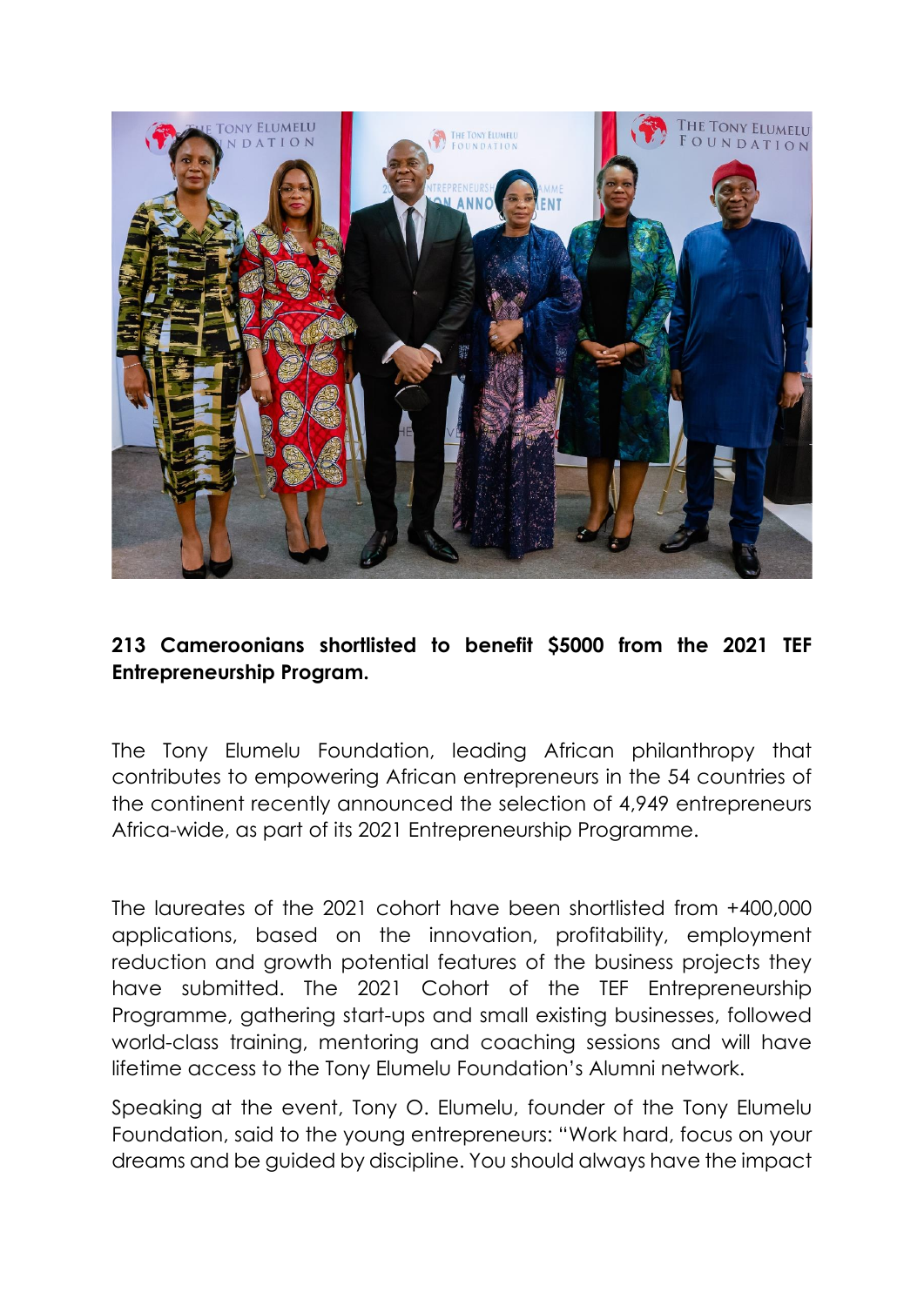**213 Cameroonians shortlisted to benefit $5000 from the 2021 TEF Entrepreneurship Program.**

The Tony Elumelu Foundation, leading African philanthropy that contributes to empowering African entrepreneurs in the 54 countries of the continent recently announced the selection of 4,949 entrepreneurs Africa-wide, as part of its 2021 Entrepreneurship Programme.

The laureates of the 2021 cohort have been shortlisted from +400,000 applications, based on the innovation, profitability, employment reduction and growth potential features of the business projects they have submitted. The 2021 Cohort of the TEF Entrepreneurship Programme, gathering start-ups and small existing businesses, followed world-class training, mentoring and coaching sessions and will have lifetime access to the Tony Elumelu Foundation's Alumni network.

Speaking at the event, Tony O. Elumelu, founder of the Tony Elumelu Foundation, said to the young entrepreneurs: "Work hard, focus on your dreams and be guided by discipline. You should always have the impact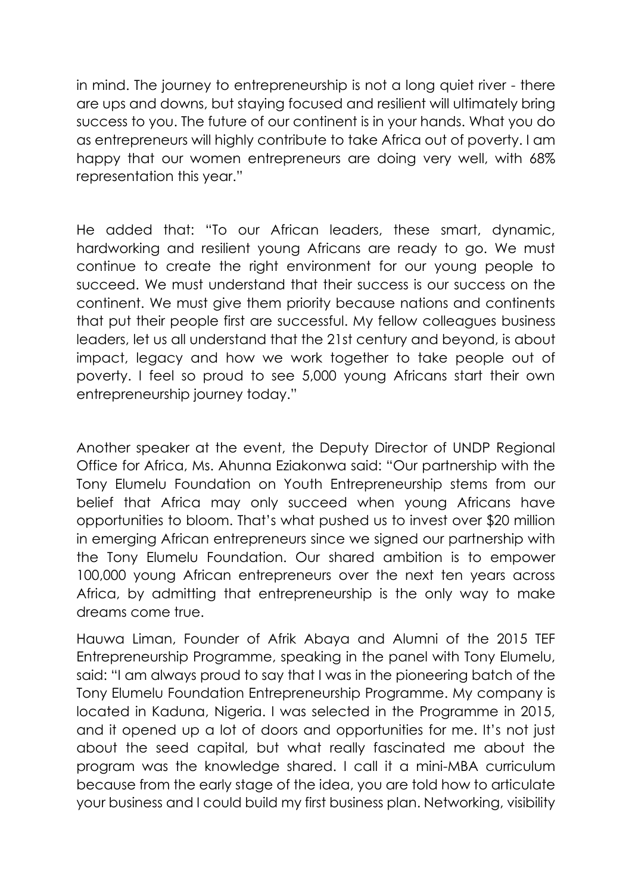in mind. The journey to entrepreneurship is not a long quiet river - there are ups and downs, but staying focused and resilient will ultimately bring success to you. The future of our continent is in your hands. What you do as entrepreneurs will highly contribute to take Africa out of poverty. I am happy that our women entrepreneurs are doing very well, with 68% representation this year."

He added that: "To our African leaders, these smart, dynamic, hardworking and resilient young Africans are ready to go. We must continue to create the right environment for our young people to succeed. We must understand that their success is our success on the continent. We must give them priority because nations and continents that put their people first are successful. My fellow colleagues business leaders, let us all understand that the 21st century and beyond, is about impact, legacy and how we work together to take people out of poverty. I feel so proud to see 5,000 young Africans start their own entrepreneurship journey today."

Another speaker at the event, the Deputy Director of UNDP Regional Office for Africa, Ms. Ahunna Eziakonwa said: "Our partnership with the Tony Elumelu Foundation on Youth Entrepreneurship stems from our belief that Africa may only succeed when young Africans have opportunities to bloom. That's what pushed us to invest over $20 million in emerging African entrepreneurs since we signed our partnership with the Tony Elumelu Foundation. Our shared ambition is to empower 100,000 young African entrepreneurs over the next ten years across Africa, by admitting that entrepreneurship is the only way to make dreams come true.

Hauwa Liman, Founder of Afrik Abaya and Alumni of the 2015 TEF Entrepreneurship Programme, speaking in the panel with Tony Elumelu, said: "I am always proud to say that I was in the pioneering batch of the Tony Elumelu Foundation Entrepreneurship Programme. My company is located in Kaduna, Nigeria. I was selected in the Programme in 2015, and it opened up a lot of doors and opportunities for me. It's not just about the seed capital, but what really fascinated me about the program was the knowledge shared. I call it a mini-MBA curriculum because from the early stage of the idea, you are told how to articulate your business and I could build my first business plan. Networking, visibility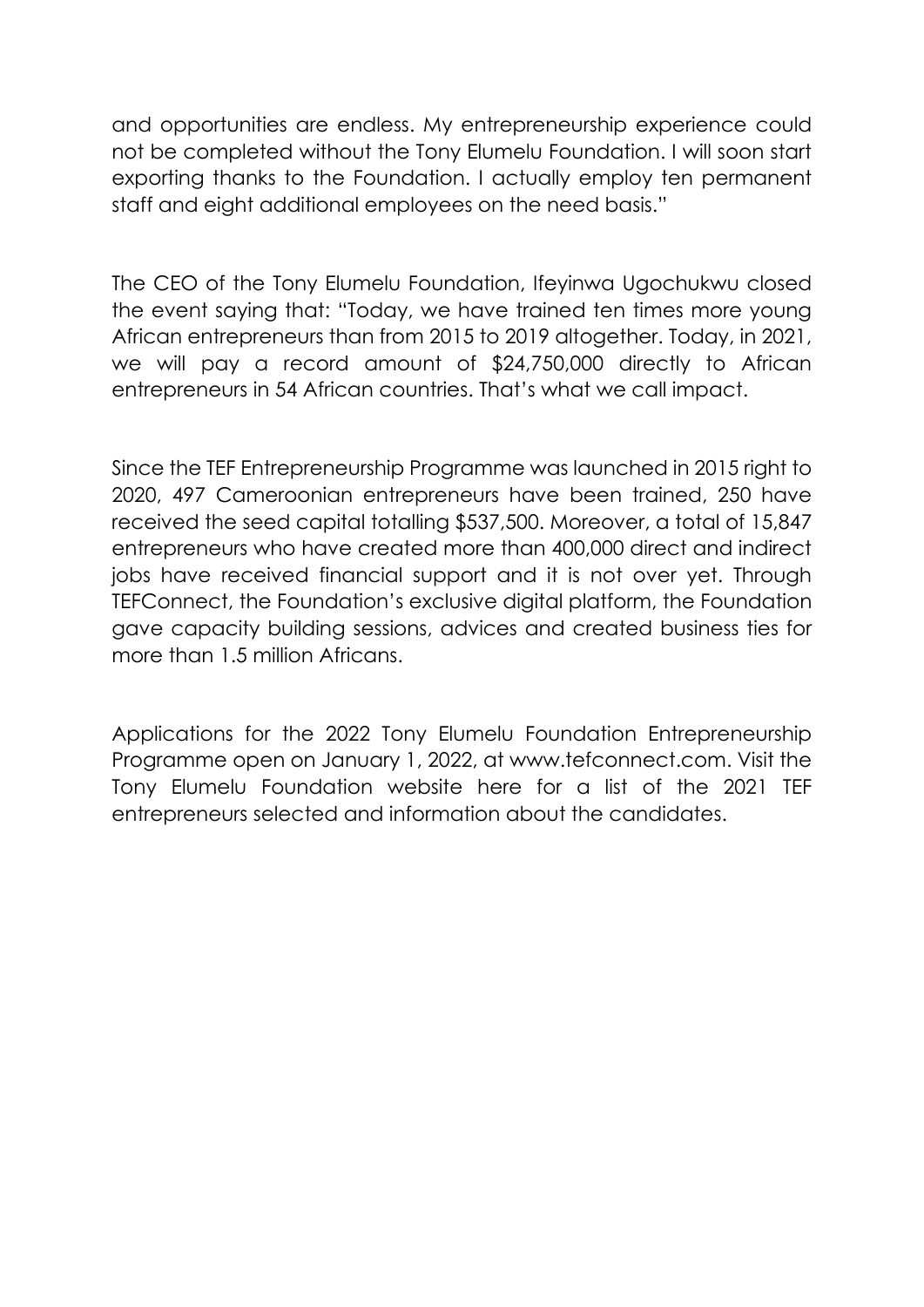and opportunities are endless. My entrepreneurship experience could not be completed without the Tony Elumelu Foundation. I will soon start exporting thanks to the Foundation. I actually employ ten permanent staff and eight additional employees on the need basis."

The CEO of the Tony Elumelu Foundation, Ifeyinwa Ugochukwu closed the event saying that: "Today, we have trained ten times more young African entrepreneurs than from 2015 to 2019 altogether. Today, in 2021, we will pay a record amount of $24,750,000 directly to African entrepreneurs in 54 African countries. That's what we call impact.

Since the TEF Entrepreneurship Programme was launched in 2015 right to 2020, 497 Cameroonian entrepreneurs have been trained, 250 have received the seed capital totalling $537,500. Moreover, a total of 15,847 entrepreneurs who have created more than 400,000 direct and indirect jobs have received financial support and it is not over yet. Through TEFConnect, the Foundation's exclusive digital platform, the Foundation gave capacity building sessions, advices and created business ties for more than 1.5 million Africans.

Applications for the 2022 Tony Elumelu Foundation Entrepreneurship Programme open on January 1, 2022, at www.tefconnect.com. Visit the Tony Elumelu Foundation website here for a list of the 2021 TEF entrepreneurs selected and information about the candidates.